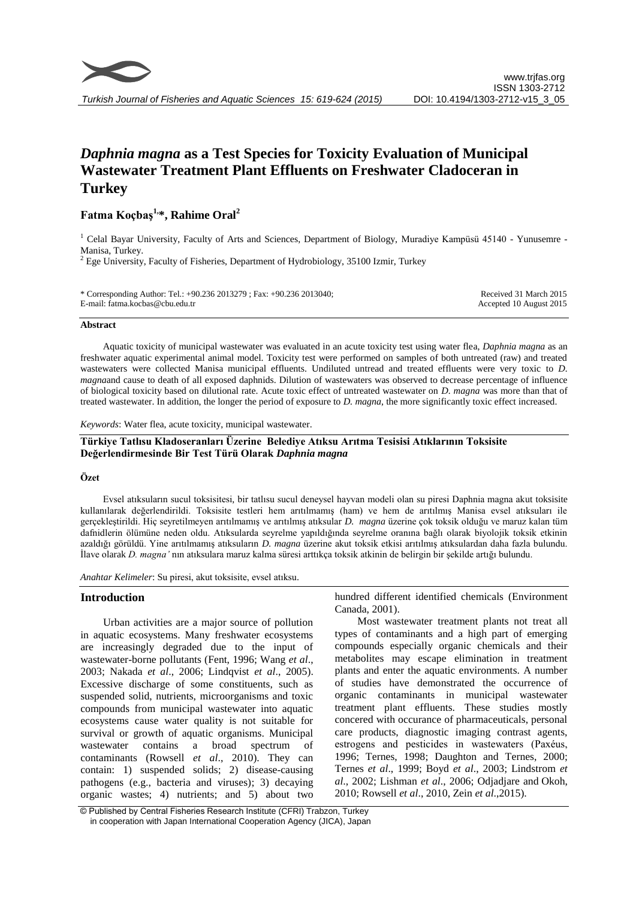# *Daphnia magna* as a Test Species for Toxicity Evaluation of Municipal Wastewater Treatment Plant Effluents on Freshwater Cladoceran in Turkey

**Fatma Koçbaş[1,*], Rahime Oral[2]**

[1] Celal Bayar University, Faculty of Arts and Sciences, Department of Biology, Muradiye Kampüsü 45140 - Yunusemre - Manisa, Turkey.
[2] Ege University, Faculty of Fisheries, Department of Hydrobiology, 35100 Izmir, Turkey

\* Corresponding Author: Tel.: +90.236 2013279 ; Fax: +90.236 2013040;
E-mail: fatma.kocbas@cbu.edu.tr

Received 31 March 2015
Accepted 10 August 2015

#### Abstract

Aquatic toxicity of municipal wastewater was evaluated in an acute toxicity test using water flea, *Daphnia magna* as an freshwater aquatic experimental animal model. Toxicity test were performed on samples of both untreated (raw) and treated wastewaters were collected Manisa municipal effluents. Undiluted untread and treated effluents were very toxic to *D. magna*and cause to death of all exposed daphnids. Dilution of wastewaters was observed to decrease percentage of influence of biological toxicity based on dilutional rate. Acute toxic effect of untreated wastewater on *D. magna* was more than that of treated wastewater. In addition, the longer the period of exposure to *D. magna*, the more significantly toxic effect increased.

*Keywords*: Water flea, acute toxicity, municipal wastewater.

#### Türkiye Tatlısu Kladoseranları Üzerine Belediye Atıksu Arıtma Tesisisi Atıklarının Toksisite Değerlendirmesinde Bir Test Türü Olarak *Daphnia magna*

#### Özet

Evsel atıksuların sucul toksisitesi, bir tatlısu sucul deneysel hayvan modeli olan su piresi Daphnia magna akut toksisite kullanılarak değerlendirildi. Toksisite testleri hem arıtılmamış (ham) ve hem de arıtılmış Manisa evsel atıksuları ile gerçekleştirildi. Hiç seyretilmeyen arıtılmamış ve arıtılmış atıksular *D. magna* üzerine çok toksik olduğu ve maruz kalan tüm dafnidlerin ölümüne neden oldu. Atıksularda seyrelme yapıldığında seyrelme oranına bağlı olarak biyolojik toksik etkinin azaldığı görüldü. Yine arıtılmamış atıksuların *D. magna* üzerinde akut toksik etkisi arıtılmış atıksulardan daha fazla bulundu. İlave olarak *D. magna'* nın atıksulara maruz kalma süresi arttıkça toksik atkinin de belirgin bir şekilde artığı bulundu.

*Anahtar Kelimeler*: Su piresi, akut toksisite, evsel atıksu.

## Introduction

Urban activities are a major source of pollution in aquatic ecosystems. Many freshwater ecosystems are increasingly degraded due to the input of wastewater-borne pollutants (Fent, 1996; Wang *et al*., 2003; Nakada *et al*., 2006; Lindqvist *et al*., 2005). Excessive discharge of some constituents, such as suspended solid, nutrients, microorganisms and toxic compounds from municipal wastewater into aquatic ecosystems cause water quality is not suitable for survival or growth of aquatic organisms. Municipal wastewater contains a broad spectrum of contaminants (Rowsell *et al*., 2010). They can contain: 1) suspended solids; 2) disease-causing pathogens (e.g., bacteria and viruses); 3) decaying organic wastes; 4) nutrients; and 5) about two hundred different identified chemicals (Environment Canada, 2001).

Most wastewater treatment plants not treat all types of contaminants and a high part of emerging compounds especially organic chemicals and their metabolites may escape elimination in treatment plants and enter the aquatic environments. A number of studies have demonstrated the occurrence of organic contaminants in municipal wastewater treatment plant effluents. These studies mostly concered with occurance of pharmaceuticals, personal care products, diagnostic imaging contrast agents, estrogens and pesticides in wastewaters (Paxéus, 1996; Ternes, 1998; Daughton and Ternes, 2000; Ternes *et al*., 1999; Boyd *et al*., 2003; Lindstrom *et al*., 2002; Lishman *et al*., 2006; Odjadjare and Okoh, 2010; Rowsell *et al*., 2010, Zein *et al*.,2015).

© Published by Central Fisheries Research Institute (CFRI) Trabzon, Turkey in cooperation with Japan International Cooperation Agency (JICA), Japan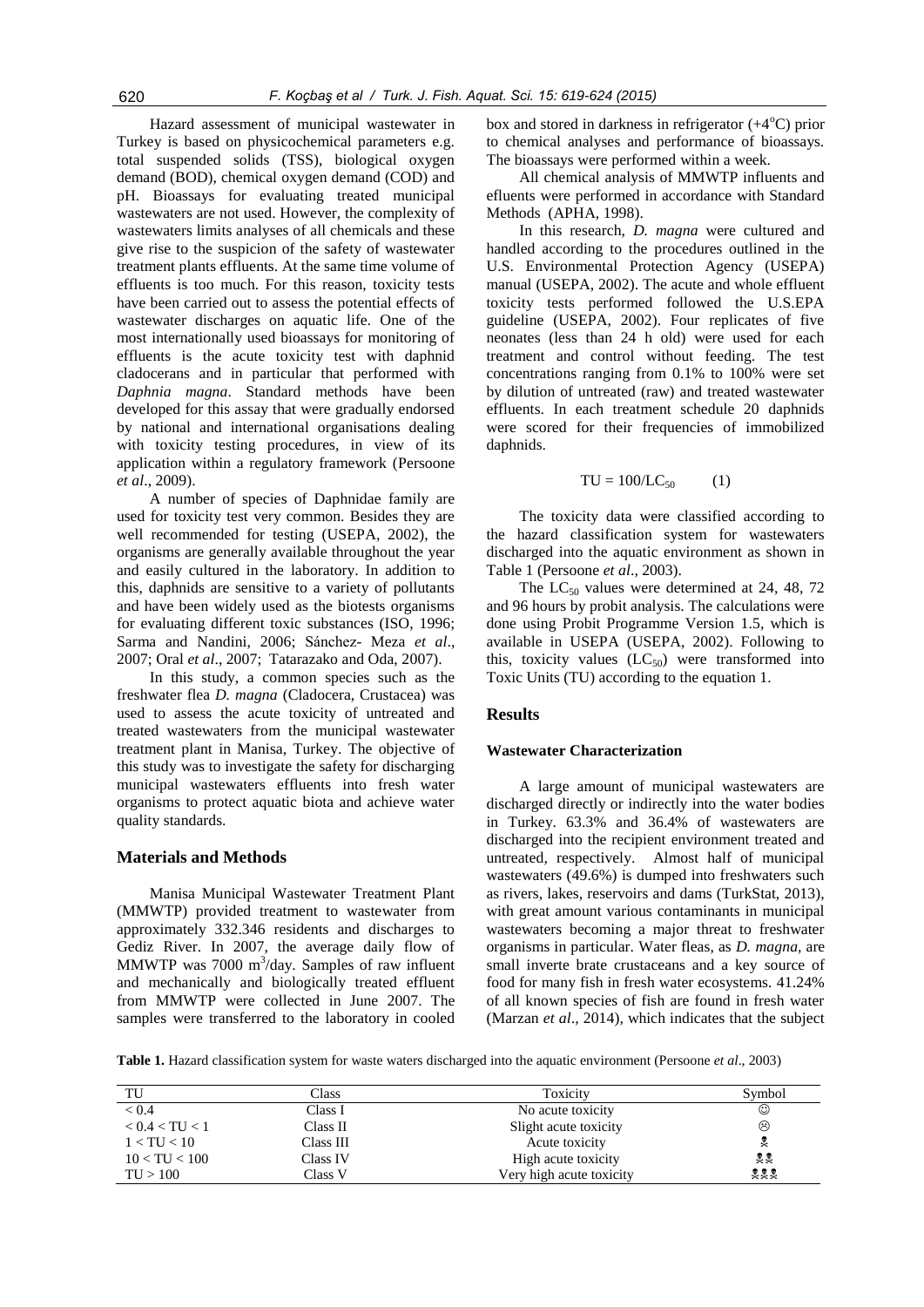Hazard assessment of municipal wastewater in Turkey is based on physicochemical parameters e.g. total suspended solids (TSS), biological oxygen demand (BOD), chemical oxygen demand (COD) and pH. Bioassays for evaluating treated municipal wastewaters are not used. However, the complexity of wastewaters limits analyses of all chemicals and these give rise to the suspicion of the safety of wastewater treatment plants effluents. At the same time volume of effluents is too much. For this reason, toxicity tests have been carried out to assess the potential effects of wastewater discharges on aquatic life. One of the most internationally used bioassays for monitoring of effluents is the acute toxicity test with daphnid cladocerans and in particular that performed with *Daphnia magna*. Standard methods have been developed for this assay that were gradually endorsed by national and international organisations dealing with toxicity testing procedures, in view of its application within a regulatory framework (Persoone *et al*., 2009).

A number of species of Daphnidae family are used for toxicity test very common. Besides they are well recommended for testing (USEPA, 2002), the organisms are generally available throughout the year and easily cultured in the laboratory. In addition to this, daphnids are sensitive to a variety of pollutants and have been widely used as the biotests organisms for evaluating different toxic substances (ISO, 1996; Sarma and Nandini, 2006; Sánchez- Meza *et al*., 2007; Oral *et al*., 2007; Tatarazako and Oda, 2007).

In this study, a common species such as the freshwater flea *D. magna* (Cladocera, Crustacea) was used to assess the acute toxicity of untreated and treated wastewaters from the municipal wastewater treatment plant in Manisa, Turkey. The objective of this study was to investigate the safety for discharging municipal wastewaters effluents into fresh water organisms to protect aquatic biota and achieve water quality standards.

## Materials and Methods

Manisa Municipal Wastewater Treatment Plant (MMWTP) provided treatment to wastewater from approximately 332.346 residents and discharges to Gediz River. In 2007, the average daily flow of MMWTP was 7000 $m^3$/day. Samples of raw influent and mechanically and biologically treated effluent from MMWTP were collected in June 2007. The samples were transferred to the laboratory in cooled box and stored in darkness in refrigerator (+4°C) prior to chemical analyses and performance of bioassays. The bioassays were performed within a week.

All chemical analysis of MMWTP influents and efluents were performed in accordance with Standard Methods (APHA, 1998).

In this research, *D. magna* were cultured and handled according to the procedures outlined in the U.S. Environmental Protection Agency (USEPA) manual (USEPA, 2002). The acute and whole effluent toxicity tests performed followed the U.S.EPA guideline (USEPA, 2002). Four replicates of five neonates (less than 24 h old) were used for each treatment and control without feeding. The test concentrations ranging from 0.1% to 100% were set by dilution of untreated (raw) and treated wastewater effluents. In each treatment schedule 20 daphnids were scored for their frequencies of immobilized daphnids.

$$TU = 100/LC_{50} \qquad (1)$$

The toxicity data were classified according to the hazard classification system for wastewaters discharged into the aquatic environment as shown in Table 1 (Persoone *et al*., 2003).

The $LC_{50}$ values were determined at 24, 48, 72 and 96 hours by probit analysis. The calculations were done using Probit Programme Version 1.5, which is available in USEPA (USEPA, 2002). Following to this, toxicity values ($LC_{50}$) were transformed into Toxic Units (TU) according to the equation 1.

## Results

### Wastewater Characterization

A large amount of municipal wastewaters are discharged directly or indirectly into the water bodies in Turkey. 63.3% and 36.4% of wastewaters are discharged into the recipient environment treated and untreated, respectively. Almost half of municipal wastewaters (49.6%) is dumped into freshwaters such as rivers, lakes, reservoirs and dams (TurkStat, 2013), with great amount various contaminants in municipal wastewaters becoming a major threat to freshwater organisms in particular. Water fleas, as *D. magna*, are small inverte brate crustaceans and a key source of food for many fish in fresh water ecosystems. 41.24% of all known species of fish are found in fresh water (Marzan *et al*., 2014), which indicates that the subject

**Table 1.** Hazard classification system for waste waters discharged into the aquatic environment (Persoone *et al*., 2003)

| TU | Class | Toxicity | Symbol |
|---|---|---|---|
| < 0.4 | Class I | No acute toxicity | ☺ |
| < 0.4 < TU < 1 | Class II | Slight acute toxicity | ☹ |
| 1 < TU < 10 | Class III | Acute toxicity | ☠ |
| 10 < TU < 100 | Class IV | High acute toxicity | ☠☠ |
| TU > 100 | Class V | Very high acute toxicity | ☠☠☠ |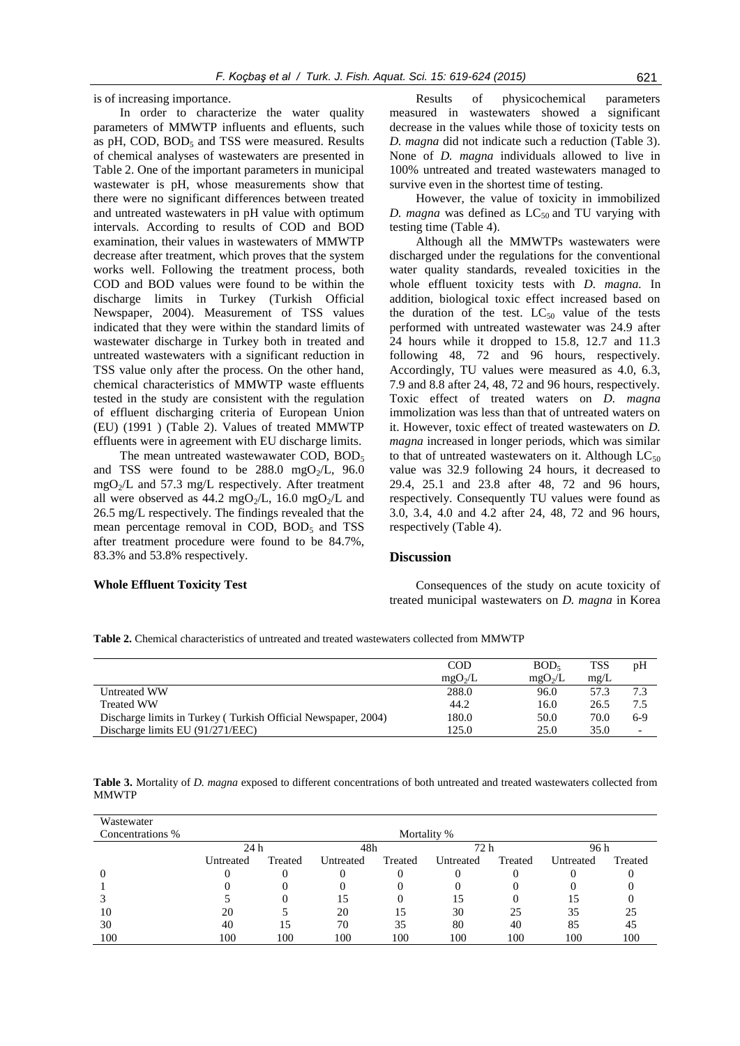is of increasing importance.

In order to characterize the water quality parameters of MMWTP influents and efluents, such as pH, COD, $BOD_5$ and TSS were measured. Results of chemical analyses of wastewaters are presented in Table 2. One of the important parameters in municipal wastewater is pH, whose measurements show that there were no significant differences between treated and untreated wastewaters in pH value with optimum intervals. According to results of COD and BOD examination, their values in wastewaters of MMWTP decrease after treatment, which proves that the system works well. Following the treatment process, both COD and BOD values were found to be within the discharge limits in Turkey (Turkish Official Newspaper, 2004). Measurement of TSS values indicated that they were within the standard limits of wastewater discharge in Turkey both in treated and untreated wastewaters with a significant reduction in TSS value only after the process. On the other hand, chemical characteristics of MMWTP waste effluents tested in the study are consistent with the regulation of effluent discharging criteria of European Union (EU) (1991 ) (Table 2). Values of treated MMWTP effluents were in agreement with EU discharge limits.

The mean untreated wastewater COD, $BOD_5$ and TSS were found to be 288.0 $mgO_2$/L, 96.0 $mgO_2$/L and 57.3 mg/L respectively. After treatment all were observed as 44.2 $mgO_2$/L, 16.0 $mgO_2$/L and 26.5 mg/L respectively. The findings revealed that the mean percentage removal in COD, $BOD_5$ and TSS after treatment procedure were found to be 84.7%, 83.3% and 53.8% respectively.

**Whole Effluent Toxicity Test**

Results of physicochemical parameters measured in wastewaters showed a significant decrease in the values while those of toxicity tests on *D. magna* did not indicate such a reduction (Table 3). None of *D. magna* individuals allowed to live in 100% untreated and treated wastewaters managed to survive even in the shortest time of testing.

However, the value of toxicity in immobilized *D. magna* was defined as $LC_{50}$ and TU varying with testing time (Table 4).

Although all the MMWTPs wastewaters were discharged under the regulations for the conventional water quality standards, revealed toxicities in the whole effluent toxicity tests with *D. magna.* In addition, biological toxic effect increased based on the duration of the test. $LC_{50}$ value of the tests performed with untreated wastewater was 24.9 after 24 hours while it dropped to 15.8, 12.7 and 11.3 following 48, 72 and 96 hours, respectively. Accordingly, TU values were measured as 4.0, 6.3, 7.9 and 8.8 after 24, 48, 72 and 96 hours, respectively. Toxic effect of treated waters on *D. magna* immolization was less than that of untreated waters on it. However, toxic effect of treated wastewaters on *D. magna* increased in longer periods, which was similar to that of untreated wastewaters on it. Although $LC_{50}$ value was 32.9 following 24 hours, it decreased to 29.4, 25.1 and 23.8 after 48, 72 and 96 hours, respectively. Consequently TU values were found as 3.0, 3.4, 4.0 and 4.2 after 24, 48, 72 and 96 hours, respectively (Table 4).

## Discussion

Consequences of the study on acute toxicity of treated municipal wastewaters on *D. magna* in Korea

**Table 2.** Chemical characteristics of untreated and treated wastewaters collected from MMWTP

| | COD $mgO_2$/L | $BOD_5$ $mgO_2$/L | TSS mg/L | pH |
|---|---|---|---|---|
| Untreated WW | 288.0 | 96.0 | 57.3 | 7.3 |
| Treated WW | 44.2 | 16.0 | 26.5 | 7.5 |
| Discharge limits in Turkey ( Turkish Official Newspaper, 2004) | 180.0 | 50.0 | 70.0 | 6-9 |
| Discharge limits EU (91/271/EEC) | 125.0 | 25.0 | 35.0 | - |

**Table 3.** Mortality of *D. magna* exposed to different concentrations of both untreated and treated wastewaters collected from MMWTP

| Wastewater Concentrations % | Mortality % | | | | | | | |
|---|---|---|---|---|---|---|---|---|
| | 24 h | | 48h | | 72 h | | 96 h | |
| | Untreated | Treated | Untreated | Treated | Untreated | Treated | Untreated | Treated |
| 0 | 0 | 0 | 0 | 0 | 0 | 0 | 0 | 0 |
| 1 | 0 | 0 | 0 | 0 | 0 | 0 | 0 | 0 |
| 3 | 5 | 0 | 15 | 0 | 15 | 0 | 15 | 0 |
| 10 | 20 | 5 | 20 | 15 | 30 | 25 | 35 | 25 |
| 30 | 40 | 15 | 70 | 35 | 80 | 40 | 85 | 45 |
| 100 | 100 | 100 | 100 | 100 | 100 | 100 | 100 | 100 |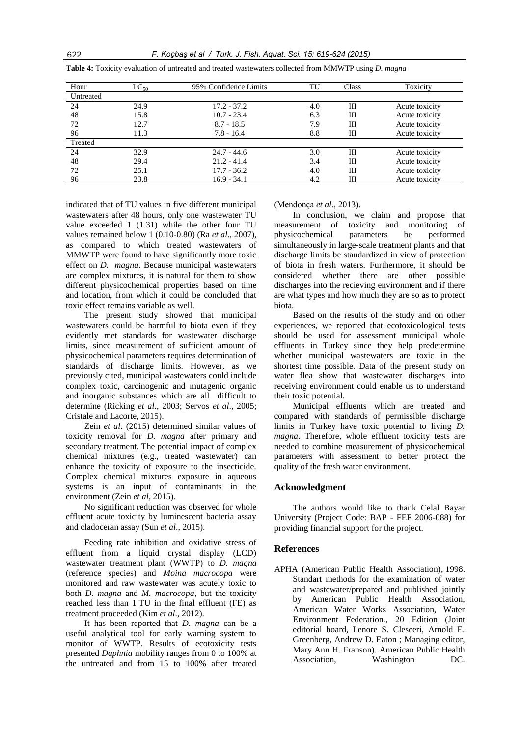**Table 4:** Toxicity evaluation of untreated and treated wastewaters collected from MMWTP using *D. magna*

| Hour | $LC_{50}$ | 95% Confidence Limits | TU | Class | Toxicity |
|---|---|---|---|---|---|
| Untreated | | | | | |
| 24 | 24.9 | 17.2 - 37.2 | 4.0 | III | Acute toxicity |
| 48 | 15.8 | 10.7 - 23.4 | 6.3 | III | Acute toxicity |
| 72 | 12.7 | 8.7 - 18.5 | 7.9 | III | Acute toxicity |
| 96 | 11.3 | 7.8 - 16.4 | 8.8 | III | Acute toxicity |
| Treated | | | | | |
| 24 | 32.9 | 24.7 - 44.6 | 3.0 | III | Acute toxicity |
| 48 | 29.4 | 21.2 - 41.4 | 3.4 | III | Acute toxicity |
| 72 | 25.1 | 17.7 - 36.2 | 4.0 | III | Acute toxicity |
| 96 | 23.8 | 16.9 - 34.1 | 4.2 | III | Acute toxicity |

indicated that of TU values in five different municipal wastewaters after 48 hours, only one wastewater TU value exceeded 1 (1.31) while the other four TU values remained below 1 (0.10-0.80) (Ra *et al*., 2007), as compared to which treated wastewaters of MMWTP were found to have significantly more toxic effect on *D. magna*. Because municipal wastewaters are complex mixtures, it is natural for them to show different physicochemical properties based on time and location, from which it could be concluded that toxic effect remains variable as well.

The present study showed that municipal wastewaters could be harmful to biota even if they evidently met standards for wastewater discharge limits, since measurement of sufficient amount of physicochemical parameters requires determination of standards of discharge limits. However, as we previously cited, municipal wastewaters could include complex toxic, carcinogenic and mutagenic organic and inorganic substances which are all difficult to determine (Ricking *et al*., 2003; Servos *et al*., 2005; Cristale and Lacorte, 2015).

Zein *et al*. (2015) determined similar values of toxicity removal for *D. magna* after primary and secondary treatment. The potential impact of complex chemical mixtures (e.g., treated wastewater) can enhance the toxicity of exposure to the insecticide. Complex chemical mixtures exposure in aqueous systems is an input of contaminants in the environment (Zein *et al*, 2015).

No significant reduction was observed for whole effluent acute toxicity by luminescent bacteria assay and cladoceran assay (Sun *et al*., 2015).

Feeding rate inhibition and oxidative stress of effluent from a liquid crystal display (LCD) wastewater treatment plant (WWTP) to *D. magna* (reference species) and *Moina macrocopa* were monitored and raw wastewater was acutely toxic to both *D. magna* and *M. macrocopa*, but the toxicity reached less than 1 TU in the final effluent (FE) as treatment proceeded (Kim *et al*., 2012).

It has been reported that *D. magna* can be a useful analytical tool for early warning system to monitor of WWTP. Results of ecotoxicity tests presented *Daphnia* mobility ranges from 0 to 100% at the untreated and from 15 to 100% after treated (Mendonça *et al*., 2013).

In conclusion, we claim and propose that measurement of toxicity and monitoring of physicochemical parameters be performed simultaneously in large-scale treatment plants and that discharge limits be standardized in view of protection of biota in fresh waters. Furthermore, it should be considered whether there are other possible discharges into the recieving environment and if there are what types and how much they are so as to protect biota.

Based on the results of the study and on other experiences, we reported that ecotoxicological tests should be used for assessment municipal whole effluents in Turkey since they help predetermine whether municipal wastewaters are toxic in the shortest time possible. Data of the present study on water flea show that wastewater discharges into receiving environment could enable us to understand their toxic potential.

Municipal effluents which are treated and compared with standards of permissible discharge limits in Turkey have toxic potential to living *D. magna*. Therefore, whole effluent toxicity tests are needed to combine measurement of physicochemical parameters with assessment to better protect the quality of the fresh water environment.

## Acknowledgment

The authors would like to thank Celal Bayar University (Project Code: BAP - FEF 2006-088) for providing financial support for the project.

## References

APHA (American Public Health Association), 1998. Standart methods for the examination of water and wastewater/prepared and published jointly by American Public Health Association, American Water Works Association, Water Environment Federation., 20 Edition (Joint editorial board, Lenore S. Clesceri, Arnold E. Greenberg, Andrew D. Eaton ; Managing editor, Mary Ann H. Franson). American Public Health Association, Washington DC.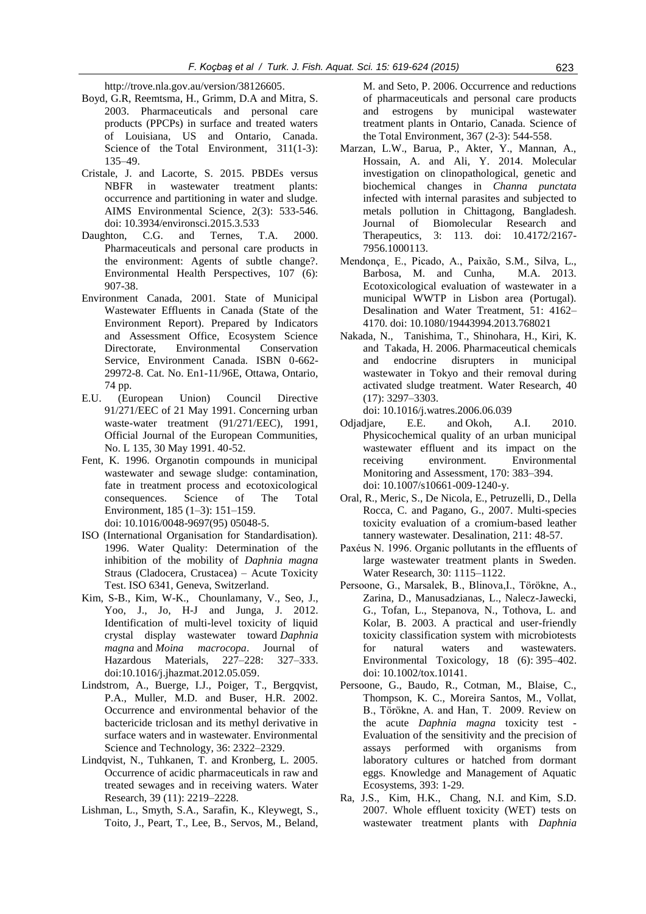http://trove.nla.gov.au/version/38126605.

Boyd, G.R, Reemtsma, H., Grimm, D.A and Mitra, S. 2003. Pharmaceuticals and personal care products (PPCPs) in surface and treated waters of Louisiana, US and Ontario, Canada. Science of the Total Environment, 311(1-3): 135–49.

Cristale, J. and Lacorte, S. 2015. PBDEs versus NBFR in wastewater treatment plants: occurrence and partitioning in water and sludge. AIMS Environmental Science, 2(3): 533-546. doi: 10.3934/environsci.2015.3.533

Daughton, C.G. and Ternes, T.A. 2000. Pharmaceuticals and personal care products in the environment: Agents of subtle change?. Environmental Health Perspectives, 107 (6): 907-38.

Environment Canada, 2001. State of Municipal Wastewater Effluents in Canada (State of the Environment Report). Prepared by Indicators and Assessment Office, Ecosystem Science Directorate, Environmental Conservation Service, Environment Canada. ISBN 0-662-29972-8. Cat. No. En1-11/96E, Ottawa, Ontario, 74 pp.

E.U. (European Union) Council Directive 91/271/EEC of 21 May 1991. Concerning urban waste-water treatment (91/271/EEC), 1991, Official Journal of the European Communities, No. L 135, 30 May 1991. 40-52.

Fent, K. 1996. Organotin compounds in municipal wastewater and sewage sludge: contamination, fate in treatment process and ecotoxicological consequences. Science of The Total Environment, 185 (1–3): 151–159. doi: 10.1016/0048-9697(95) 05048-5.

ISO (International Organisation for Standardisation). 1996. Water Quality: Determination of the inhibition of the mobility of *Daphnia magna* Straus (Cladocera, Crustacea) – Acute Toxicity Test. ISO 6341, Geneva, Switzerland.

Kim, S-B., Kim, W-K., Chounlamany, V., Seo, J., Yoo, J., Jo, H-J and Junga, J. 2012. Identification of multi-level toxicity of liquid crystal display wastewater toward *Daphnia magna* and *Moina macrocopa*. Journal of Hazardous Materials, 227–228: 327–333. doi:10.1016/j.jhazmat.2012.05.059.

Lindstrom, A., Buerge, I.J., Poiger, T., Bergqvist, P.A., Muller, M.D. and Buser, H.R. 2002. Occurrence and environmental behavior of the bactericide triclosan and its methyl derivative in surface waters and in wastewater. Environmental Science and Technology, 36: 2322–2329.

Lindqvist, N., Tuhkanen, T. and Kronberg, L. 2005. Occurrence of acidic pharmaceuticals in raw and treated sewages and in receiving waters. Water Research, 39 (11): 2219–2228.

Lishman, L., Smyth, S.A., Sarafin, K., Kleywegt, S., Toito, J., Peart, T., Lee, B., Servos, M., Beland, M. and Seto, P. 2006. Occurrence and reductions of pharmaceuticals and personal care products and estrogens by municipal wastewater treatment plants in Ontario, Canada. Science of the Total Environment, 367 (2-3): 544-558.

Marzan, L.W., Barua, P., Akter, Y., Mannan, A., Hossain, A. and Ali, Y. 2014. Molecular investigation on clinopathological, genetic and biochemical changes in *Channa punctata* infected with internal parasites and subjected to metals pollution in Chittagong, Bangladesh. Journal of Biomolecular Research and Therapeutics, 3: 113. doi: 10.4172/2167-7956.1000113.

Mendonça¸ E., Picado, A., Paixão, S.M., Silva, L., Barbosa, M. and Cunha, M.A. 2013. Ecotoxicological evaluation of wastewater in a municipal WWTP in Lisbon area (Portugal). Desalination and Water Treatment, 51: 4162–4170. doi: 10.1080/19443994.2013.768021

Nakada, N., Tanishima, T., Shinohara, H., Kiri, K. and Takada, H. 2006. Pharmaceutical chemicals and endocrine disrupters in municipal wastewater in Tokyo and their removal during activated sludge treatment. Water Research, 40 (17): 3297–3303. doi: 10.1016/j.watres.2006.06.039

Odjadjare, E.E. and Okoh, A.I. 2010. Physicochemical quality of an urban municipal wastewater effluent and its impact on the receiving environment. Environmental Monitoring and Assessment, 170: 383–394. doi: 10.1007/s10661-009-1240-y.

Oral, R., Meric, S., De Nicola, E., Petruzelli, D., Della Rocca, C. and Pagano, G., 2007. Multi-species toxicity evaluation of a cromium-based leather tannery wastewater. Desalination, 211: 48-57.

Paxéus N. 1996. Organic pollutants in the effluents of large wastewater treatment plants in Sweden. Water Research, 30: 1115–1122.

Persoone, G., Marsalek, B., Blinova,I., Törökne, A., Zarina, D., Manusadzianas, L., Nalecz-Jawecki, G., Tofan, L., Stepanova, N., Tothova, L. and Kolar, B. 2003. A practical and user-friendly toxicity classification system with microbiotests for natural waters and wastewaters. Environmental Toxicology, 18 (6): 395–402. doi: 10.1002/tox.10141.

Persoone, G., Baudo, R., Cotman, M., Blaise, C., Thompson, K. C., Moreira Santos, M., Vollat, B., Törökne, A. and Han, T. 2009. Review on the acute *Daphnia magna* toxicity test - Evaluation of the sensitivity and the precision of assays performed with organisms from laboratory cultures or hatched from dormant eggs. Knowledge and Management of Aquatic Ecosystems, 393: 1-29.

Ra, J.S., Kim, H.K., Chang, N.I. and Kim, S.D. 2007. Whole effluent toxicity (WET) tests on wastewater treatment plants with *Daphnia*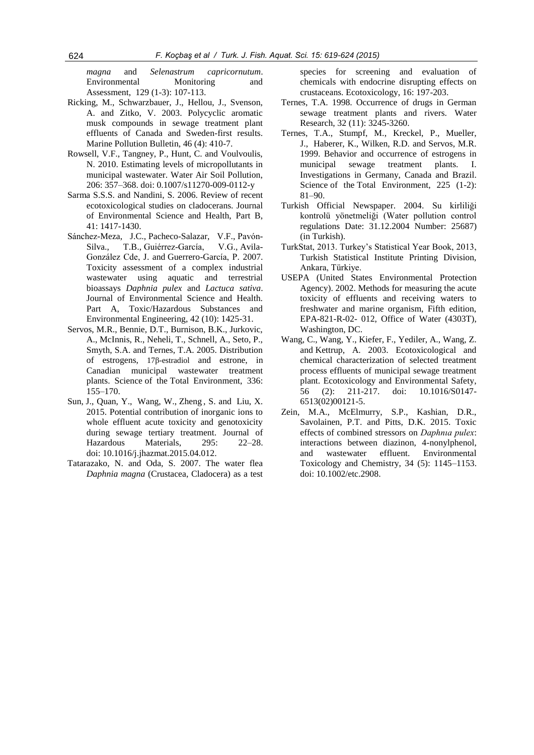*magna* and *Selenastrum capricornutum*. Environmental Monitoring and Assessment, 129 (1-3): 107-113.

Ricking, M., Schwarzbauer, J., Hellou, J., Svenson, A. and Zitko, V. 2003. Polycyclic aromatic musk compounds in sewage treatment plant effluents of Canada and Sweden-first results. Marine Pollution Bulletin, 46 (4): 410-7.

Rowsell, V.F., Tangney, P., Hunt, C. and Voulvoulis, N. 2010. Estimating levels of micropollutants in municipal wastewater. Water Air Soil Pollution, 206: 357–368. doi: 0.1007/s11270-009-0112-y

Sarma S.S.S. and Nandini, S. 2006. Review of recent ecotoxicological studies on cladocerans. Journal of Environmental Science and Health, Part B, 41: 1417-1430.

Sánchez-Meza, J.C., Pacheco-Salazar, V.F., Pavón-Silva., T.B., Guiérrez-García, V.G., Avila-González Cde, J. and Guerrero-García, P. 2007. Toxicity assessment of a complex industrial wastewater using aquatic and terrestrial bioassays *Daphnia pulex* and *Lactuca sativa*. Journal of Environmental Science and Health. Part A, Toxic/Hazardous Substances and Environmental Engineering, 42 (10): 1425-31.

Servos, M.R., Bennie, D.T., Burnison, B.K., Jurkovic, A., McInnis, R., Neheli, T., Schnell, A., Seto, P., Smyth, S.A. and Ternes, T.A. 2005. Distribution of estrogens, 17β-estradiol and estrone, in Canadian municipal wastewater treatment plants. Science of the Total Environment, 336: 155–170.

Sun, J., Quan, Y., Wang, W., Zheng, S. and Liu, X. 2015. Potential contribution of inorganic ions to whole effluent acute toxicity and genotoxicity during sewage tertiary treatment. Journal of Hazardous Materials, 295: 22–28. doi: 10.1016/j.jhazmat.2015.04.012.

Tatarazako, N. and Oda, S. 2007. The water flea *Daphnia magna* (Crustacea, Cladocera) as a test species for screening and evaluation of chemicals with endocrine disrupting effects on crustaceans. Ecotoxicology, 16: 197-203.

Ternes, T.A. 1998. Occurrence of drugs in German sewage treatment plants and rivers. Water Research, 32 (11): 3245-3260.

Ternes, T.A., Stumpf, M., Kreckel, P., Mueller, J., Haberer, K., Wilken, R.D. and Servos, M.R. 1999. Behavior and occurrence of estrogens in municipal sewage treatment plants. I. Investigations in Germany, Canada and Brazil. Science of the Total Environment, 225 (1-2): 81–90.

Turkish Official Newspaper. 2004. Su kirliliği kontrolü yönetmeliği (Water pollution control regulations Date: 31.12.2004 Number: 25687) (in Turkish).

TurkStat, 2013. Turkey's Statistical Year Book, 2013, Turkish Statistical Institute Printing Division, Ankara, Türkiye.

USEPA (United States Environmental Protection Agency). 2002. Methods for measuring the acute toxicity of effluents and receiving waters to freshwater and marine organism, Fifth edition, EPA-821-R-02- 012, Office of Water (4303T), Washington, DC.

Wang, C., Wang, Y., Kiefer, F., Yediler, A., Wang, Z. and Kettrup, A. 2003. Ecotoxicological and chemical characterization of selected treatment process effluents of municipal sewage treatment plant. Ecotoxicology and Environmental Safety, 56 (2): 211-217. doi: 10.1016/S0147-6513(02)00121-5.

Zein, M.A., McElmurry, S.P., Kashian, D.R., Savolainen, P.T. and Pitts, D.K. 2015. Toxic effects of combined stressors on *Daphnıa pulex*: interactions between diazinon, 4-nonylphenol, and wastewater effluent. Environmental Toxicology and Chemistry, 34 (5): 1145–1153. doi: 10.1002/etc.2908.